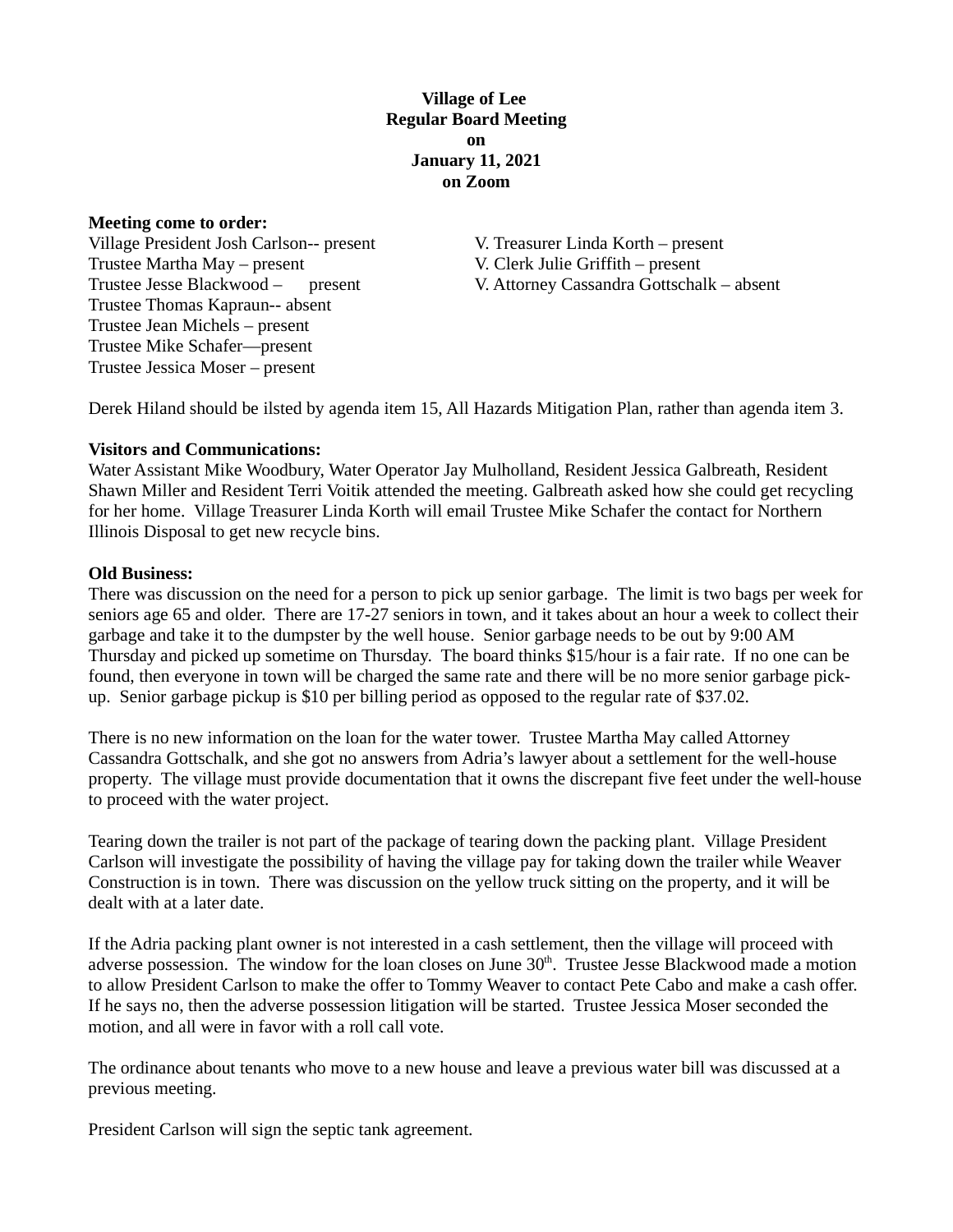**Village of Lee**
**Regular Board Meeting**
**on**
**January 11, 2021**
**on Zoom**

**Meeting come to order:**

Village President Josh Carlson-- present
Trustee Martha May – present
Trustee Jesse Blackwood – present
Trustee Thomas Kapraun-- absent
Trustee Jean Michels – present
Trustee Mike Schafer—present
Trustee Jessica Moser – present

V. Treasurer Linda Korth – present
V. Clerk Julie Griffith – present
V. Attorney Cassandra Gottschalk – absent

Derek Hiland should be ilsted by agenda item 15, All Hazards Mitigation Plan, rather than agenda item 3.

**Visitors and Communications:**
Water Assistant Mike Woodbury, Water Operator Jay Mulholland, Resident Jessica Galbreath, Resident Shawn Miller and Resident Terri Voitik attended the meeting. Galbreath asked how she could get recycling for her home. Village Treasurer Linda Korth will email Trustee Mike Schafer the contact for Northern Illinois Disposal to get new recycle bins.

**Old Business:**
There was discussion on the need for a person to pick up senior garbage. The limit is two bags per week for seniors age 65 and older. There are 17-27 seniors in town, and it takes about an hour a week to collect their garbage and take it to the dumpster by the well house. Senior garbage needs to be out by 9:00 AM Thursday and picked up sometime on Thursday. The board thinks $15/hour is a fair rate. If no one can be found, then everyone in town will be charged the same rate and there will be no more senior garbage pick-up. Senior garbage pickup is $10 per billing period as opposed to the regular rate of $37.02.

There is no new information on the loan for the water tower. Trustee Martha May called Attorney Cassandra Gottschalk, and she got no answers from Adria's lawyer about a settlement for the well-house property. The village must provide documentation that it owns the discrepant five feet under the well-house to proceed with the water project.

Tearing down the trailer is not part of the package of tearing down the packing plant. Village President Carlson will investigate the possibility of having the village pay for taking down the trailer while Weaver Construction is in town. There was discussion on the yellow truck sitting on the property, and it will be dealt with at a later date.

If the Adria packing plant owner is not interested in a cash settlement, then the village will proceed with adverse possession. The window for the loan closes on June 30th. Trustee Jesse Blackwood made a motion to allow President Carlson to make the offer to Tommy Weaver to contact Pete Cabo and make a cash offer. If he says no, then the adverse possession litigation will be started. Trustee Jessica Moser seconded the motion, and all were in favor with a roll call vote.

The ordinance about tenants who move to a new house and leave a previous water bill was discussed at a previous meeting.

President Carlson will sign the septic tank agreement.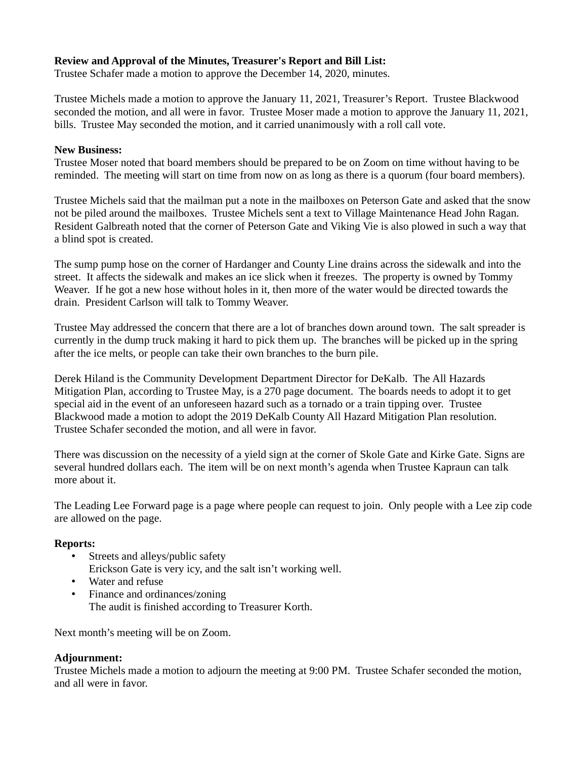**Review and Approval of the Minutes, Treasurer's Report and Bill List:**
Trustee Schafer made a motion to approve the December 14, 2020, minutes.

Trustee Michels made a motion to approve the January 11, 2021, Treasurer's Report. Trustee Blackwood seconded the motion, and all were in favor. Trustee Moser made a motion to approve the January 11, 2021, bills. Trustee May seconded the motion, and it carried unanimously with a roll call vote.

**New Business:**
Trustee Moser noted that board members should be prepared to be on Zoom on time without having to be reminded. The meeting will start on time from now on as long as there is a quorum (four board members).

Trustee Michels said that the mailman put a note in the mailboxes on Peterson Gate and asked that the snow not be piled around the mailboxes. Trustee Michels sent a text to Village Maintenance Head John Ragan. Resident Galbreath noted that the corner of Peterson Gate and Viking Vie is also plowed in such a way that a blind spot is created.

The sump pump hose on the corner of Hardanger and County Line drains across the sidewalk and into the street. It affects the sidewalk and makes an ice slick when it freezes. The property is owned by Tommy Weaver. If he got a new hose without holes in it, then more of the water would be directed towards the drain. President Carlson will talk to Tommy Weaver.

Trustee May addressed the concern that there are a lot of branches down around town. The salt spreader is currently in the dump truck making it hard to pick them up. The branches will be picked up in the spring after the ice melts, or people can take their own branches to the burn pile.

Derek Hiland is the Community Development Department Director for DeKalb. The All Hazards Mitigation Plan, according to Trustee May, is a 270 page document. The boards needs to adopt it to get special aid in the event of an unforeseen hazard such as a tornado or a train tipping over. Trustee Blackwood made a motion to adopt the 2019 DeKalb County All Hazard Mitigation Plan resolution. Trustee Schafer seconded the motion, and all were in favor.

There was discussion on the necessity of a yield sign at the corner of Skole Gate and Kirke Gate. Signs are several hundred dollars each. The item will be on next month's agenda when Trustee Kapraun can talk more about it.

The Leading Lee Forward page is a page where people can request to join. Only people with a Lee zip code are allowed on the page.

**Reports:**

- Streets and alleys/public safety
  Erickson Gate is very icy, and the salt isn't working well.
- Water and refuse
- Finance and ordinances/zoning
  The audit is finished according to Treasurer Korth.

Next month's meeting will be on Zoom.

**Adjournment:**
Trustee Michels made a motion to adjourn the meeting at 9:00 PM. Trustee Schafer seconded the motion, and all were in favor.